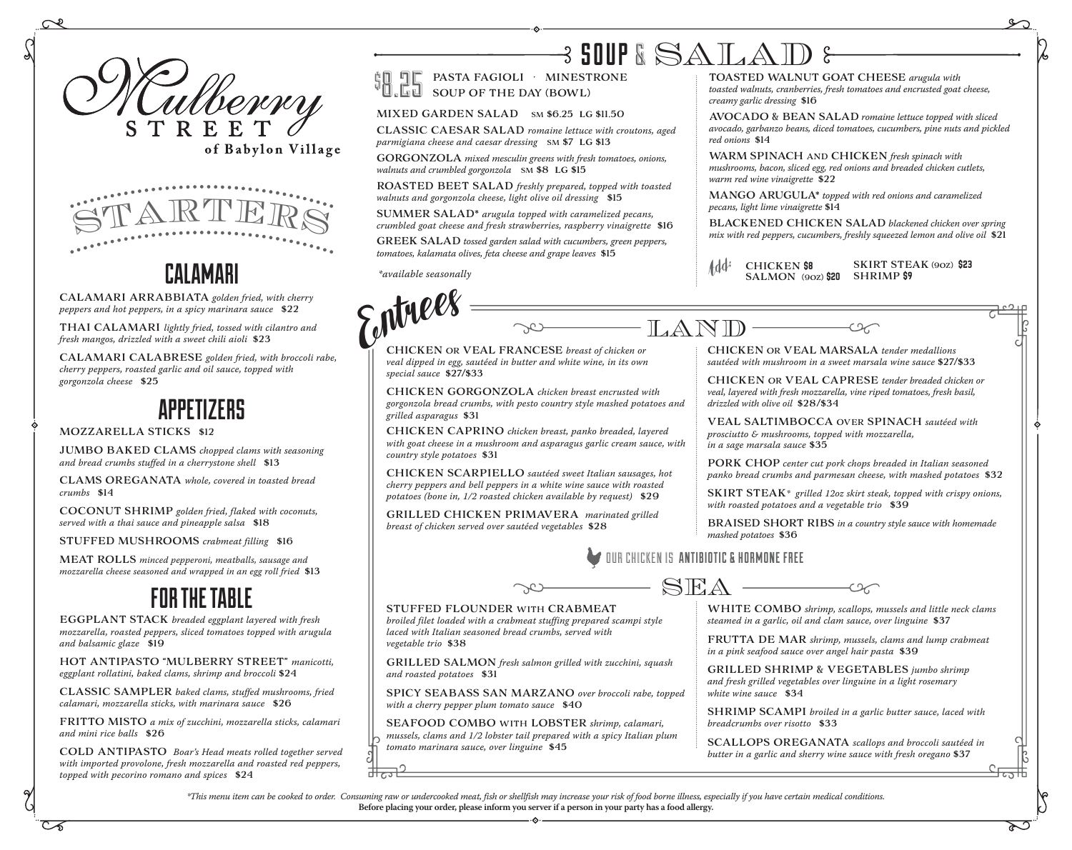# Mulberry Street

**of Babylon Village**

## STARTERS

### CALAMARI

**CALAMARI ARRABBIATA** *golden fried, with cherry peppers and hot peppers, in a spicy marinara sauce* $22

**THAI CALAMARI** *lightly fried, tossed with cilantro and fresh mangos, drizzled with a sweet chili aioli* $23

**CALAMARI CALABRESE** *golden fried, with broccoli rabe, cherry peppers, roasted garlic and oil sauce, topped with gorgonzola cheese* $25

### APPETIZERS

**MOZZARELLA STICKS** $12

**JUMBO BAKED CLAMS** *chopped clams with seasoning and bread crumbs stuffed in a cherrystone shell* $13

**CLAMS OREGANATA** *whole, covered in toasted bread crumbs* $14

**COCONUT SHRIMP** *golden fried, flaked with coconuts, served with a thai sauce and pineapple salsa* $18

**STUFFED MUSHROOMS** *crabmeat filling* $16

**MEAT ROLLS** *minced pepperoni, meatballs, sausage and mozzarella cheese seasoned and wrapped in an egg roll fried* $13

### FOR THE TABLE

**EGGPLANT STACK** *breaded eggplant layered with fresh mozzarella, roasted peppers, sliced tomatoes topped with arugula and balsamic glaze* $19

**HOT ANTIPASTO "MULBERRY STREET"** *manicotti, eggplant rollatini, baked clams, shrimp and broccoli* $24

**CLASSIC SAMPLER** *baked clams, stuffed mushrooms, fried calamari, mozzarella sticks, with marinara sauce* $26

**FRITTO MISTO** *a mix of zucchini, mozzarella sticks, calamari and mini rice balls* $26

**COLD ANTIPASTO** *Boar's Head meats rolled together served with imported provolone, fresh mozzarella and roasted red peppers, topped with pecorino romano and spices* $24

## SOUP & SALAD

**$8.25** PASTA FAGIOLI · MINESTRONE
SOUP OF THE DAY (BOWL)

**MIXED GARDEN SALAD** SM $6.25 LG $11.50

**CLASSIC CAESAR SALAD** *romaine lettuce with croutons, aged parmigiana cheese and caesar dressing* SM $7 LG $13

**GORGONZOLA** *mixed mesculin greens with fresh tomatoes, onions, walnuts and crumbled gorgonzola* SM $8 LG $15

**ROASTED BEET SALAD** *freshly prepared, topped with toasted walnuts and gorgonzola cheese, light olive oil dressing* $15

**SUMMER SALAD*** *arugula topped with caramelized pecans, crumbled goat cheese and fresh strawberries, raspberry vinaigrette* $16

**GREEK SALAD** *tossed garden salad with cucumbers, green peppers, tomatoes, kalamata olives, feta cheese and grape leaves* $15

*\*available seasonally*

**TOASTED WALNUT GOAT CHEESE** *arugula with toasted walnuts, cranberries, fresh tomatoes and encrusted goat cheese, creamy garlic dressing* $16

**AVOCADO & BEAN SALAD** *romaine lettuce topped with sliced avocado, garbanzo beans, diced tomatoes, cucumbers, pine nuts and pickled red onions* $14

**WARM SPINACH AND CHICKEN** *fresh spinach with mushrooms, bacon, sliced egg, red onions and breaded chicken cutlets, warm red wine vinaigrette* $22

**MANGO ARUGULA*** *topped with red onions and caramelized pecans, light lime vinaigrette* $14

**BLACKENED CHICKEN SALAD** *blackened chicken over spring mix with red peppers, cucumbers, freshly squeezed lemon and olive oil* $21

**Add:** CHICKEN $8 · SALMON (9oz) $20 · SKIRT STEAK (9oz) $23 · SHRIMP $9

## Entrees

### LAND

**CHICKEN OR VEAL FRANCESE** *breast of chicken or veal dipped in egg, sautéed in butter and white wine, in its own special sauce* $27/$33

**CHICKEN GORGONZOLA** *chicken breast encrusted with gorgonzola bread crumbs, with pesto country style mashed potatoes and grilled asparagus* $31

**CHICKEN CAPRINO** *chicken breast, panko breaded, layered with goat cheese in a mushroom and asparagus garlic cream sauce, with country style potatoes* $31

**CHICKEN SCARPIELLO** *sautéed sweet Italian sausages, hot cherry peppers and bell peppers in a white wine sauce with roasted potatoes (bone in, 1/2 roasted chicken available by request)* $29

**GRILLED CHICKEN PRIMAVERA** *marinated grilled breast of chicken served over sautéed vegetables* $28

**CHICKEN OR VEAL MARSALA** *tender medallions sautéed with mushroom in a sweet marsala wine sauce* $27/$33

**CHICKEN OR VEAL CAPRESE** *tender breaded chicken or veal, layered with fresh mozzarella, vine riped tomatoes, fresh basil, drizzled with olive oil* $28/$34

**VEAL SALTIMBOCCA OVER SPINACH** *sautéed with prosciutto & mushrooms, topped with mozzarella, in a sage marsala sauce* $35

**PORK CHOP** *center cut pork chops breaded in Italian seasoned panko bread crumbs and parmesan cheese, with mashed potatoes* $32

**SKIRT STEAK*** *grilled 12oz skirt steak, topped with crispy onions, with roasted potatoes and a vegetable trio* $39

**BRAISED SHORT RIBS** *in a country style sauce with homemade mashed potatoes* $36

OUR CHICKEN IS **ANTIBIOTIC & HORMONE FREE**

### SEA

**STUFFED FLOUNDER WITH CRABMEAT** *broiled filet loaded with a crabmeat stuffing prepared scampi style laced with Italian seasoned bread crumbs, served with vegetable trio* $38

**GRILLED SALMON** *fresh salmon grilled with zucchini, squash and roasted potatoes* $31

**SPICY SEABASS SAN MARZANO** *over broccoli rabe, topped with a cherry pepper plum tomato sauce* $40

**SEAFOOD COMBO WITH LOBSTER** *shrimp, calamari, mussels, clams and 1/2 lobster tail prepared with a spicy Italian plum tomato marinara sauce, over linguine* $45

**WHITE COMBO** *shrimp, scallops, mussels and little neck clams steamed in a garlic, oil and clam sauce, over linguine* $37

**FRUTTA DE MAR** *shrimp, mussels, clams and lump crabmeat in a pink seafood sauce over angel hair pasta* $39

**GRILLED SHRIMP & VEGETABLES** *jumbo shrimp and fresh grilled vegetables over linguine in a light rosemary white wine sauce* $34

**SHRIMP SCAMPI** *broiled in a garlic butter sauce, laced with breadcrumbs over risotto* $33

**SCALLOPS OREGANATA** *scallops and broccoli sautéed in butter in a garlic and sherry wine sauce with fresh oregano* $37

*\*This menu item can be cooked to order. Consuming raw or undercooked meat, fish or shellfish may increase your risk of food borne illness, especially if you have certain medical conditions.*

**Before placing your order, please inform you server if a person in your party has a food allergy.**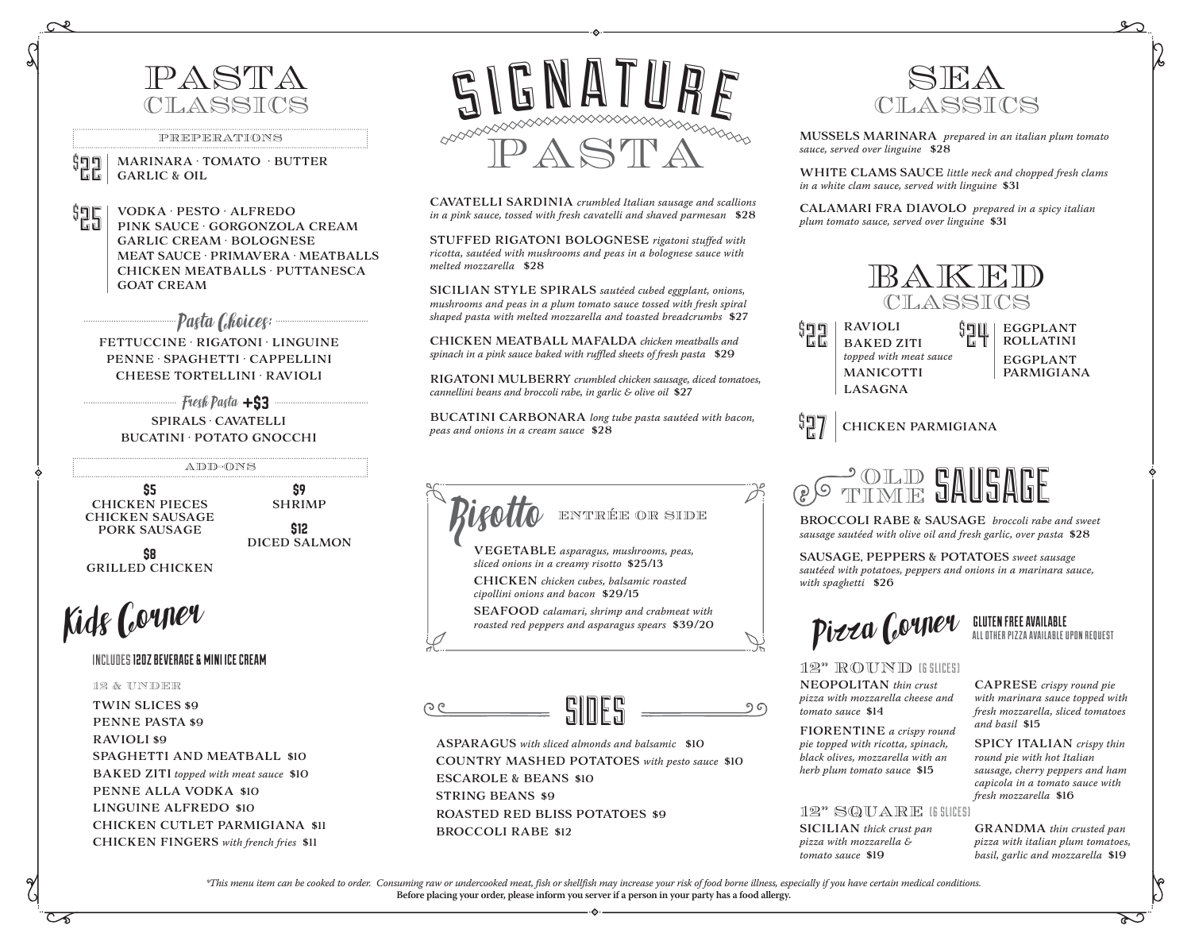# PASTA CLASSICS

### PREPERATIONS

**$22** MARINARA · TOMATO · BUTTER GARLIC & OIL

**$25** VODKA · PESTO · ALFREDO PINK SAUCE · GORGONZOLA CREAM GARLIC CREAM · BOLOGNESE MEAT SAUCE · PRIMAVERA · MEATBALLS CHICKEN MEATBALLS · PUTTANESCA GOAT CREAM

### Pasta Choices:

FETTUCCINE · RIGATONI · LINGUINE
PENNE · SPAGHETTI · CAPPELLINI
CHEESE TORTELLINI · RAVIOLI

### Fresh Pasta +$3

SPIRALS · CAVATELLI
BUCATINI · POTATO GNOCCHI

### ADD-ONS

**$5**
CHICKEN PIECES
CHICKEN SAUSAGE
PORK SAUSAGE

**$8**
GRILLED CHICKEN

**$9**
SHRIMP

**$12**
DICED SALMON

# Kids Corner

INCLUDES 12OZ BEVERAGE & MINI ICE CREAM

12 & UNDER

TWIN SLICES $9
PENNE PASTA $9
RAVIOLI $9
SPAGHETTI AND MEATBALL $10
BAKED ZITI *topped with meat sauce* $10
PENNE ALLA VODKA $10
LINGUINE ALFREDO $10
CHICKEN CUTLET PARMIGIANA $11
CHICKEN FINGERS *with french fries* $11

# SIGNATURE PASTA

**CAVATELLI SARDINIA** *crumbled Italian sausage and scallions in a pink sauce, tossed with fresh cavatelli and shaved parmesan* $28

**STUFFED RIGATONI BOLOGNESE** *rigatoni stuffed with ricotta, sautéed with mushrooms and peas in a bolognese sauce with melted mozzarella* $28

**SICILIAN STYLE SPIRALS** *sautéed cubed eggplant, onions, mushrooms and peas in a plum tomato sauce tossed with fresh spiral shaped pasta with melted mozzarella and toasted breadcrumbs* $27

**CHICKEN MEATBALL MAFALDA** *chicken meatballs and spinach in a pink sauce baked with ruffled sheets of fresh pasta* $29

**RIGATONI MULBERRY** *crumbled chicken sausage, diced tomatoes, cannellini beans and broccoli rabe, in garlic & olive oil* $27

**BUCATINI CARBONARA** *long tube pasta sautéed with bacon, peas and onions in a cream sauce* $28

## Risotto ENTRÉE OR SIDE

**VEGETABLE** *asparagus, mushrooms, peas, sliced onions in a creamy risotto* $25/13

**CHICKEN** *chicken cubes, balsamic roasted cipollini onions and bacon* $29/15

**SEAFOOD** *calamari, shrimp and crabmeat with roasted red peppers and asparagus spears* $39/20

## SIDES

ASPARAGUS *with sliced almonds and balsamic* $10
COUNTRY MASHED POTATOES *with pesto sauce* $10
ESCAROLE & BEANS $10
STRING BEANS $9
ROASTED RED BLISS POTATOES $9
BROCCOLI RABE $12

# SEA CLASSICS

**MUSSELS MARINARA** *prepared in an italian plum tomato sauce, served over linguine* $28

**WHITE CLAMS SAUCE** *little neck and chopped fresh clams in a white clam sauce, served with linguine* $31

**CALAMARI FRA DIAVOLO** *prepared in a spicy italian plum tomato sauce, served over linguine* $31

# BAKED CLASSICS

**$22** RAVIOLI
BAKED ZITI *topped with meat sauce*
MANICOTTI
LASAGNA

**$24** EGGPLANT ROLLATINI
EGGPLANT PARMIGIANA

**$27** CHICKEN PARMIGIANA

# OLD TIME SAUSAGE

**BROCCOLI RABE & SAUSAGE** *broccoli rabe and sweet sausage sautéed with olive oil and fresh garlic, over pasta* $28

**SAUSAGE, PEPPERS & POTATOES** *sweet sausage sautéed with potatoes, peppers and onions in a marinara sauce, with spaghetti* $26

# Pizza Corner

GLUTEN FREE AVAILABLE
ALL OTHER PIZZA AVAILABLE UPON REQUEST

### 12" ROUND (6 SLICES)

**NEOPOLITAN** *thin crust pizza with mozzarella cheese and tomato sauce* $14

**FIORENTINE** *a crispy round pie topped with ricotta, spinach, black olives, mozzarella with an herb plum tomato sauce* $15

**CAPRESE** *crispy round pie with marinara sauce topped with fresh mozzarella, sliced tomatoes and basil* $15

**SPICY ITALIAN** *crispy thin round pie with hot Italian sausage, cherry peppers and ham capicola in a tomato sauce with fresh mozzarella* $16

### 12" SQUARE (6 SLICES)

**SICILIAN** *thick crust pan pizza with mozzarella & tomato sauce* $19

**GRANDMA** *thin crusted pan pizza with italian plum tomatoes, basil, garlic and mozzarella* $19

*\*This menu item can be cooked to order. Consuming raw or undercooked meat, fish or shellfish may increase your risk of food borne illness, especially if you have certain medical conditions.*

**Before placing your order, please inform you server if a person in your party has a food allergy.**